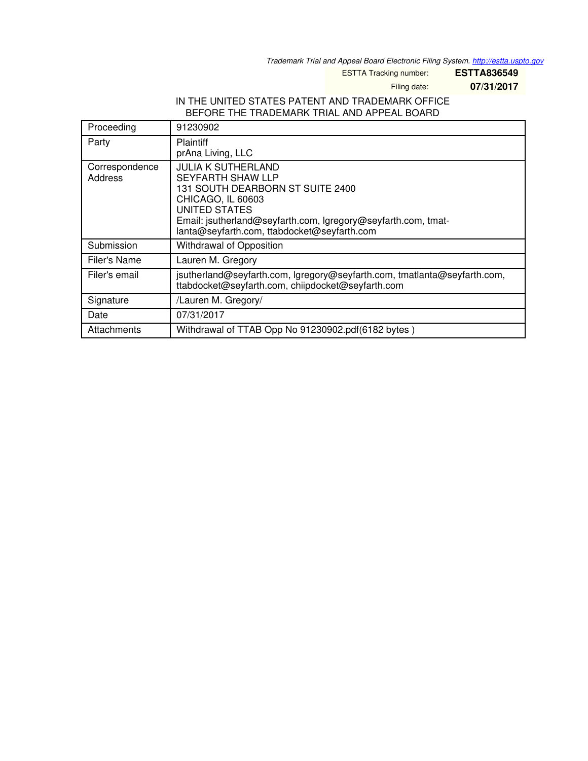*Trademark Trial and Appeal Board Electronic Filing System. http://estta.uspto.gov*

ESTTA Tracking number: **ESTTA836549**

Filing date: **07/31/2017**

IN THE UNITED STATES PATENT AND TRADEMARK OFFICE
BEFORE THE TRADEMARK TRIAL AND APPEAL BOARD

| | |
|---|---|
| Proceeding | 91230902 |
| Party | Plaintiff<br>prAna Living, LLC |
| Correspondence Address | JULIA K SUTHERLAND<br>SEYFARTH SHAW LLP<br>131 SOUTH DEARBORN ST SUITE 2400<br>CHICAGO, IL 60603<br>UNITED STATES<br>Email: jsutherland@seyfarth.com, lgregory@seyfarth.com, tmatlanta@seyfarth.com, ttabdocket@seyfarth.com |
| Submission | Withdrawal of Opposition |
| Filer's Name | Lauren M. Gregory |
| Filer's email | jsutherland@seyfarth.com, lgregory@seyfarth.com, tmatlanta@seyfarth.com, ttabdocket@seyfarth.com, chiipdocket@seyfarth.com |
| Signature | /Lauren M. Gregory/ |
| Date | 07/31/2017 |
| Attachments | Withdrawal of TTAB Opp No 91230902.pdf(6182 bytes ) |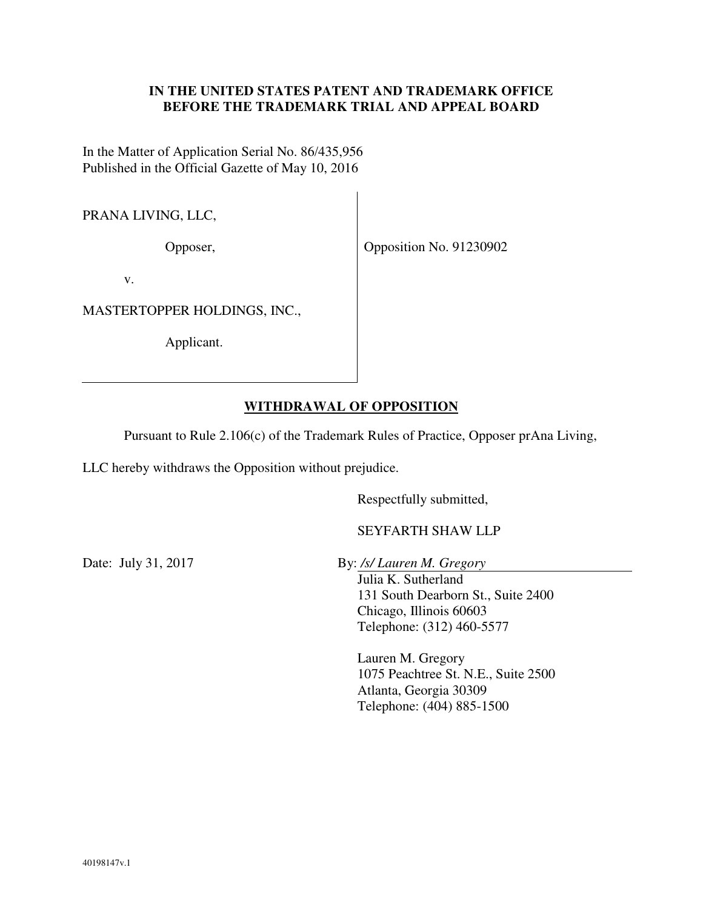**IN THE UNITED STATES PATENT AND TRADEMARK OFFICE**
**BEFORE THE TRADEMARK TRIAL AND APPEAL BOARD**

In the Matter of Application Serial No. 86/435,956
Published in the Official Gazette of May 10, 2016

PRANA LIVING, LLC,

Opposer,

v.

MASTERTOPPER HOLDINGS, INC.,

Applicant.

Opposition No. 91230902

## WITHDRAWAL OF OPPOSITION

Pursuant to Rule 2.106(c) of the Trademark Rules of Practice, Opposer prAna Living, LLC hereby withdraws the Opposition without prejudice.

Respectfully submitted,

SEYFARTH SHAW LLP

Date: July 31, 2017

By: */s/ Lauren M. Gregory*
Julia K. Sutherland
131 South Dearborn St., Suite 2400
Chicago, Illinois 60603
Telephone: (312) 460-5577

Lauren M. Gregory
1075 Peachtree St. N.E., Suite 2500
Atlanta, Georgia 30309
Telephone: (404) 885-1500

40198147v.1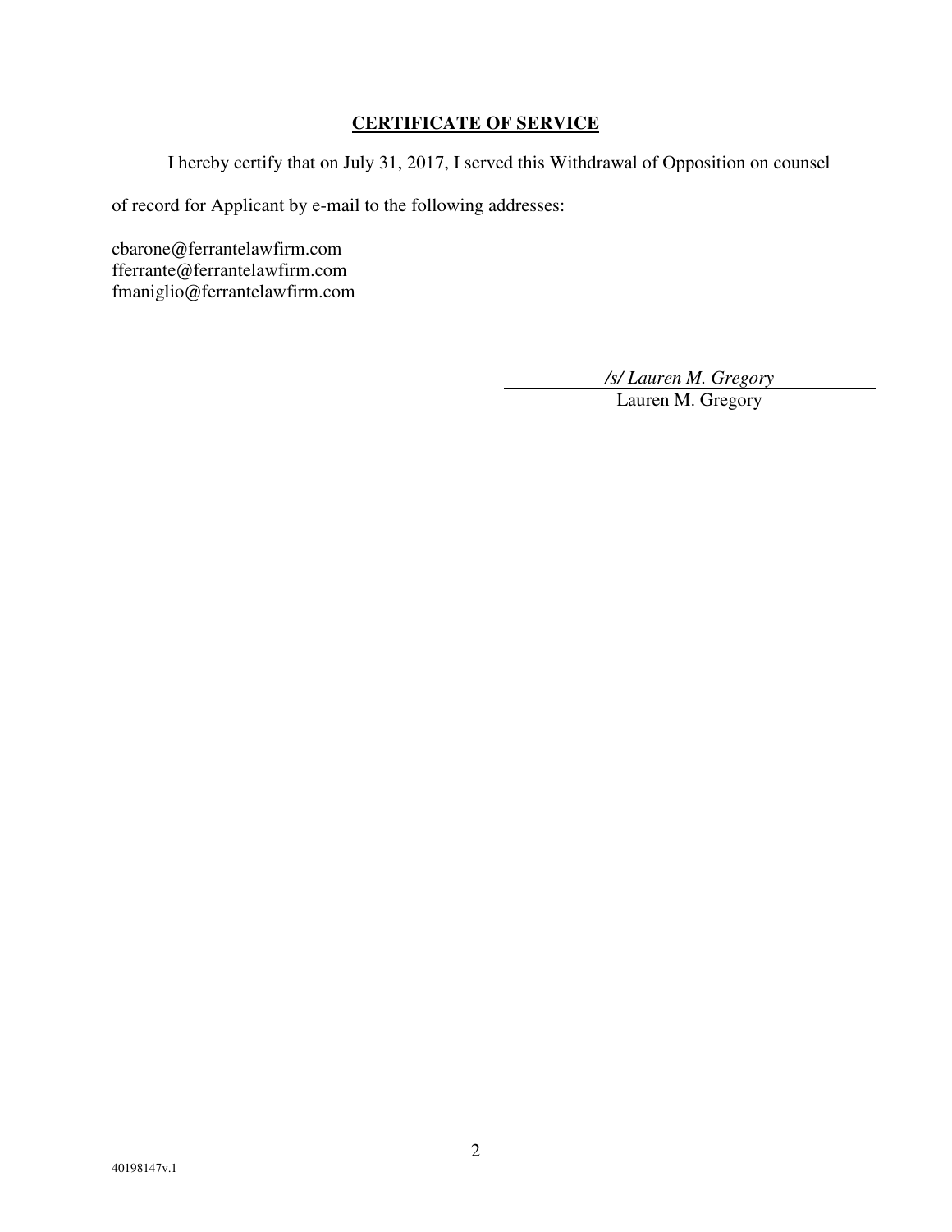## CERTIFICATE OF SERVICE

I hereby certify that on July 31, 2017, I served this Withdrawal of Opposition on counsel of record for Applicant by e-mail to the following addresses:

cbarone@ferrantelawfirm.com
fferrante@ferrantelawfirm.com
fmaniglio@ferrantelawfirm.com

*/s/ Lauren M. Gregory*
Lauren M. Gregory

40198147v.1